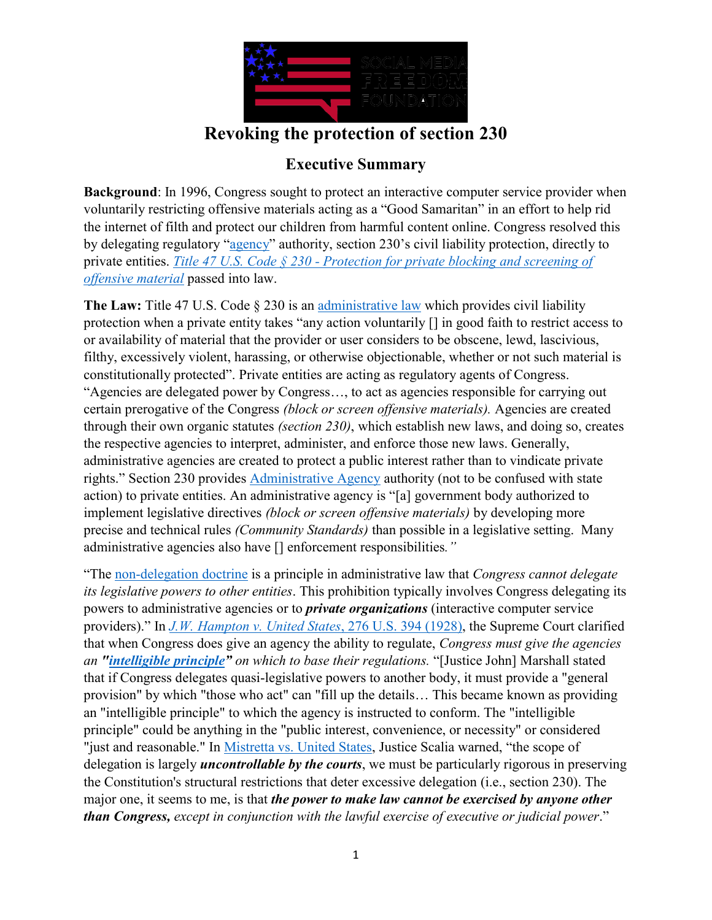# Revoking the protection of section 230

## Executive Summary

**Background**: In 1996, Congress sought to protect an interactive computer service provider when voluntarily restricting offensive materials acting as a "Good Samaritan" in an effort to help rid the internet of filth and protect our children from harmful content online. Congress resolved this by delegating regulatory "agency" authority, section 230's civil liability protection, directly to private entities. *Title 47 U.S. Code § 230 - Protection for private blocking and screening of offensive material* passed into law.

**The Law:** Title 47 U.S. Code § 230 is an administrative law which provides civil liability protection when a private entity takes "any action voluntarily [] in good faith to restrict access to or availability of material that the provider or user considers to be obscene, lewd, lascivious, filthy, excessively violent, harassing, or otherwise objectionable, whether or not such material is constitutionally protected". Private entities are acting as regulatory agents of Congress. "Agencies are delegated power by Congress…, to act as agencies responsible for carrying out certain prerogative of the Congress *(block or screen offensive materials).* Agencies are created through their own organic statutes *(section 230)*, which establish new laws, and doing so, creates the respective agencies to interpret, administer, and enforce those new laws. Generally, administrative agencies are created to protect a public interest rather than to vindicate private rights." Section 230 provides Administrative Agency authority (not to be confused with state action) to private entities. An administrative agency is "[a] government body authorized to implement legislative directives *(block or screen offensive materials)* by developing more precise and technical rules *(Community Standards)* than possible in a legislative setting. Many administrative agencies also have [] enforcement responsibilities*."*

"The non-delegation doctrine is a principle in administrative law that *Congress cannot delegate its legislative powers to other entities*. This prohibition typically involves Congress delegating its powers to administrative agencies or to ***private organizations*** (interactive computer service providers)." In *J.W. Hampton v. United States*, 276 U.S. 394 (1928), the Supreme Court clarified that when Congress does give an agency the ability to regulate, *Congress must give the agencies an **"intelligible principle"** on which to base their regulations.* "[Justice John] Marshall stated that if Congress delegates quasi-legislative powers to another body, it must provide a "general provision" by which "those who act" can "fill up the details… This became known as providing an "intelligible principle" to which the agency is instructed to conform. The "intelligible principle" could be anything in the "public interest, convenience, or necessity" or considered "just and reasonable." In Mistretta vs. United States, Justice Scalia warned, "the scope of delegation is largely ***uncontrollable by the courts***, we must be particularly rigorous in preserving the Constitution's structural restrictions that deter excessive delegation (i.e., section 230). The major one, it seems to me, is that ***the power to make law cannot be exercised by anyone other than Congress,*** *except in conjunction with the lawful exercise of executive or judicial power*."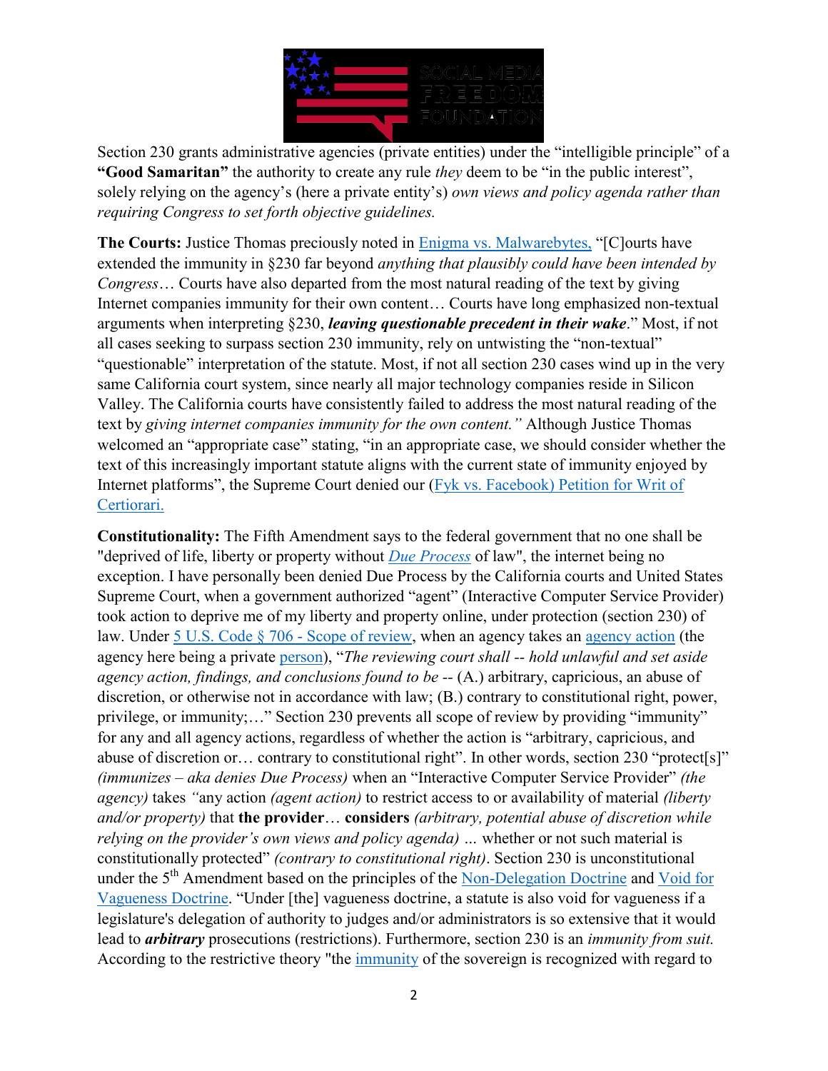Section 230 grants administrative agencies (private entities) under the "intelligible principle" of a **"Good Samaritan"** the authority to create any rule *they* deem to be "in the public interest", solely relying on the agency's (here a private entity's) *own views and policy agenda rather than requiring Congress to set forth objective guidelines.*

**The Courts:** Justice Thomas preciously noted in Enigma vs. Malwarebytes, "[C]ourts have extended the immunity in §230 far beyond *anything that plausibly could have been intended by Congress*… Courts have also departed from the most natural reading of the text by giving Internet companies immunity for their own content… Courts have long emphasized non-textual arguments when interpreting §230, ***leaving questionable precedent in their wake***." Most, if not all cases seeking to surpass section 230 immunity, rely on untwisting the "non-textual" "questionable" interpretation of the statute. Most, if not all section 230 cases wind up in the very same California court system, since nearly all major technology companies reside in Silicon Valley. The California courts have consistently failed to address the most natural reading of the text by *giving internet companies immunity for the own content."* Although Justice Thomas welcomed an "appropriate case" stating, "in an appropriate case, we should consider whether the text of this increasingly important statute aligns with the current state of immunity enjoyed by Internet platforms", the Supreme Court denied our (Fyk vs. Facebook) Petition for Writ of Certiorari.

**Constitutionality:** The Fifth Amendment says to the federal government that no one shall be "deprived of life, liberty or property without *Due Process* of law", the internet being no exception. I have personally been denied Due Process by the California courts and United States Supreme Court, when a government authorized "agent" (Interactive Computer Service Provider) took action to deprive me of my liberty and property online, under protection (section 230) of law. Under 5 U.S. Code § 706 - Scope of review, when an agency takes an agency action (the agency here being a private person), "*The reviewing court shall -- hold unlawful and set aside agency action, findings, and conclusions found to be --* (A.) arbitrary, capricious, an abuse of discretion, or otherwise not in accordance with law; (B.) contrary to constitutional right, power, privilege, or immunity;…" Section 230 prevents all scope of review by providing "immunity" for any and all agency actions, regardless of whether the action is "arbitrary, capricious, and abuse of discretion or… contrary to constitutional right". In other words, section 230 "protect[s]" *(immunizes – aka denies Due Process)* when an "Interactive Computer Service Provider" *(the agency)* takes *"*any action *(agent action)* to restrict access to or availability of material *(liberty and/or property)* that **the provider**… **considers** *(arbitrary, potential abuse of discretion while relying on the provider's own views and policy agenda) …* whether or not such material is constitutionally protected" *(contrary to constitutional right)*. Section 230 is unconstitutional under the 5th Amendment based on the principles of the Non-Delegation Doctrine and Void for Vagueness Doctrine. "Under [the] vagueness doctrine, a statute is also void for vagueness if a legislature's delegation of authority to judges and/or administrators is so extensive that it would lead to ***arbitrary*** prosecutions (restrictions). Furthermore, section 230 is an *immunity from suit.* According to the restrictive theory "the immunity of the sovereign is recognized with regard to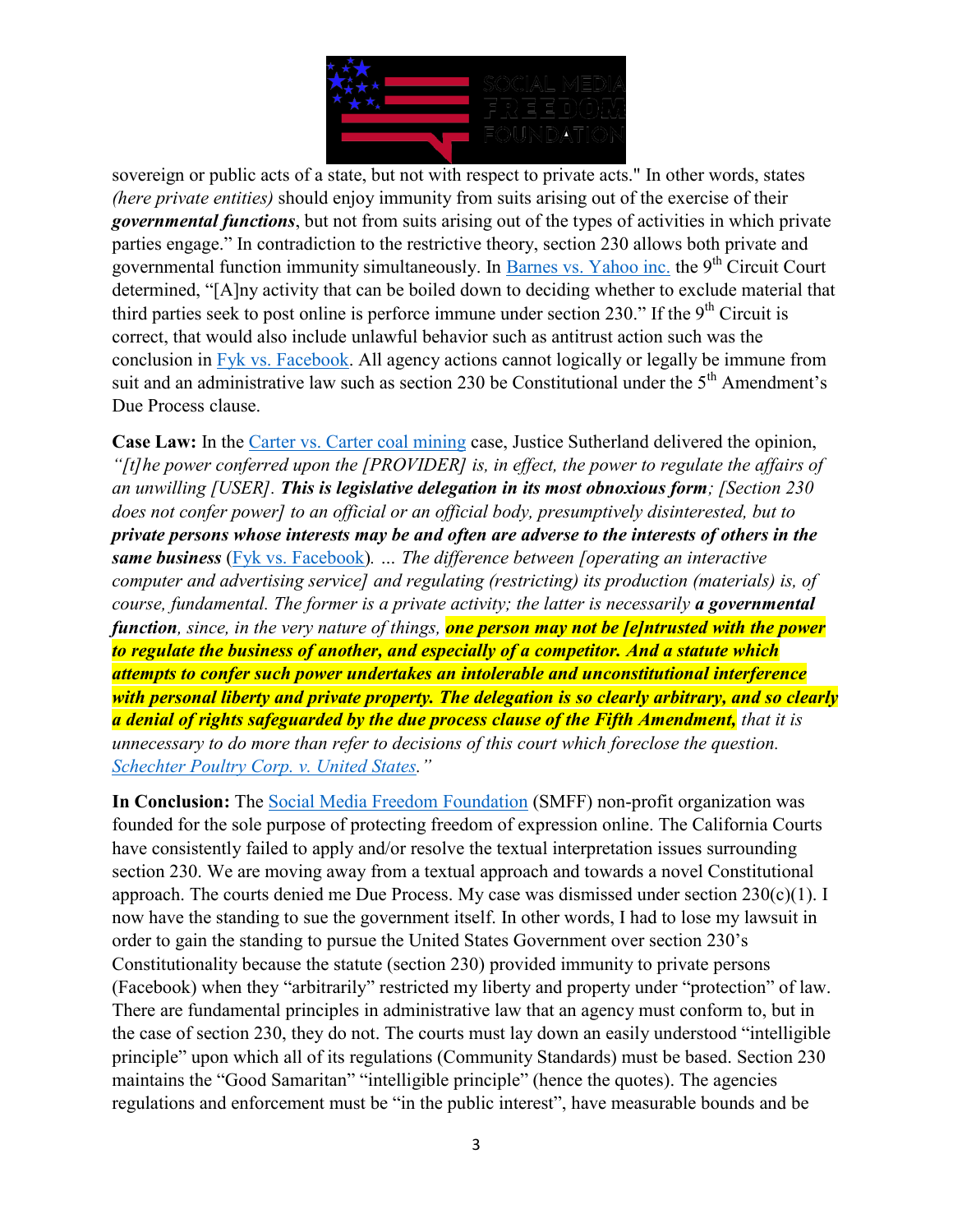sovereign or public acts of a state, but not with respect to private acts." In other words, states *(here private entities)* should enjoy immunity from suits arising out of the exercise of their ***governmental functions***, but not from suits arising out of the types of activities in which private parties engage." In contradiction to the restrictive theory, section 230 allows both private and governmental function immunity simultaneously. In Barnes vs. Yahoo inc. the 9th Circuit Court determined, "[A]ny activity that can be boiled down to deciding whether to exclude material that third parties seek to post online is perforce immune under section 230." If the 9th Circuit is correct, that would also include unlawful behavior such as antitrust action such was the conclusion in Fyk vs. Facebook. All agency actions cannot logically or legally be immune from suit and an administrative law such as section 230 be Constitutional under the 5th Amendment's Due Process clause.

**Case Law:** In the Carter vs. Carter coal mining case, Justice Sutherland delivered the opinion, *"[t]he power conferred upon the [PROVIDER] is, in effect, the power to regulate the affairs of an unwilling [USER].* ***This is legislative delegation in its most obnoxious form****; [Section 230 does not confer power] to an official or an official body, presumptively disinterested, but to* ***private persons whose interests may be and often are adverse to the interests of others in the same business*** *(Fyk vs. Facebook). … The difference between [operating an interactive computer and advertising service] and regulating (restricting) its production (materials) is, of course, fundamental. The former is a private activity; the latter is necessarily* ***a governmental function****, since, in the very nature of things,* ***one person may not be [e]ntrusted with the power to regulate the business of another, and especially of a competitor. And a statute which attempts to confer such power undertakes an intolerable and unconstitutional interference with personal liberty and private property. The delegation is so clearly arbitrary, and so clearly a denial of rights safeguarded by the due process clause of the Fifth Amendment,*** *that it is unnecessary to do more than refer to decisions of this court which foreclose the question. Schechter Poultry Corp. v. United States."*

**In Conclusion:** The Social Media Freedom Foundation (SMFF) non-profit organization was founded for the sole purpose of protecting freedom of expression online. The California Courts have consistently failed to apply and/or resolve the textual interpretation issues surrounding section 230. We are moving away from a textual approach and towards a novel Constitutional approach. The courts denied me Due Process. My case was dismissed under section 230(c)(1). I now have the standing to sue the government itself. In other words, I had to lose my lawsuit in order to gain the standing to pursue the United States Government over section 230's Constitutionality because the statute (section 230) provided immunity to private persons (Facebook) when they "arbitrarily" restricted my liberty and property under "protection" of law. There are fundamental principles in administrative law that an agency must conform to, but in the case of section 230, they do not. The courts must lay down an easily understood "intelligible principle" upon which all of its regulations (Community Standards) must be based. Section 230 maintains the "Good Samaritan" "intelligible principle" (hence the quotes). The agencies regulations and enforcement must be "in the public interest", have measurable bounds and be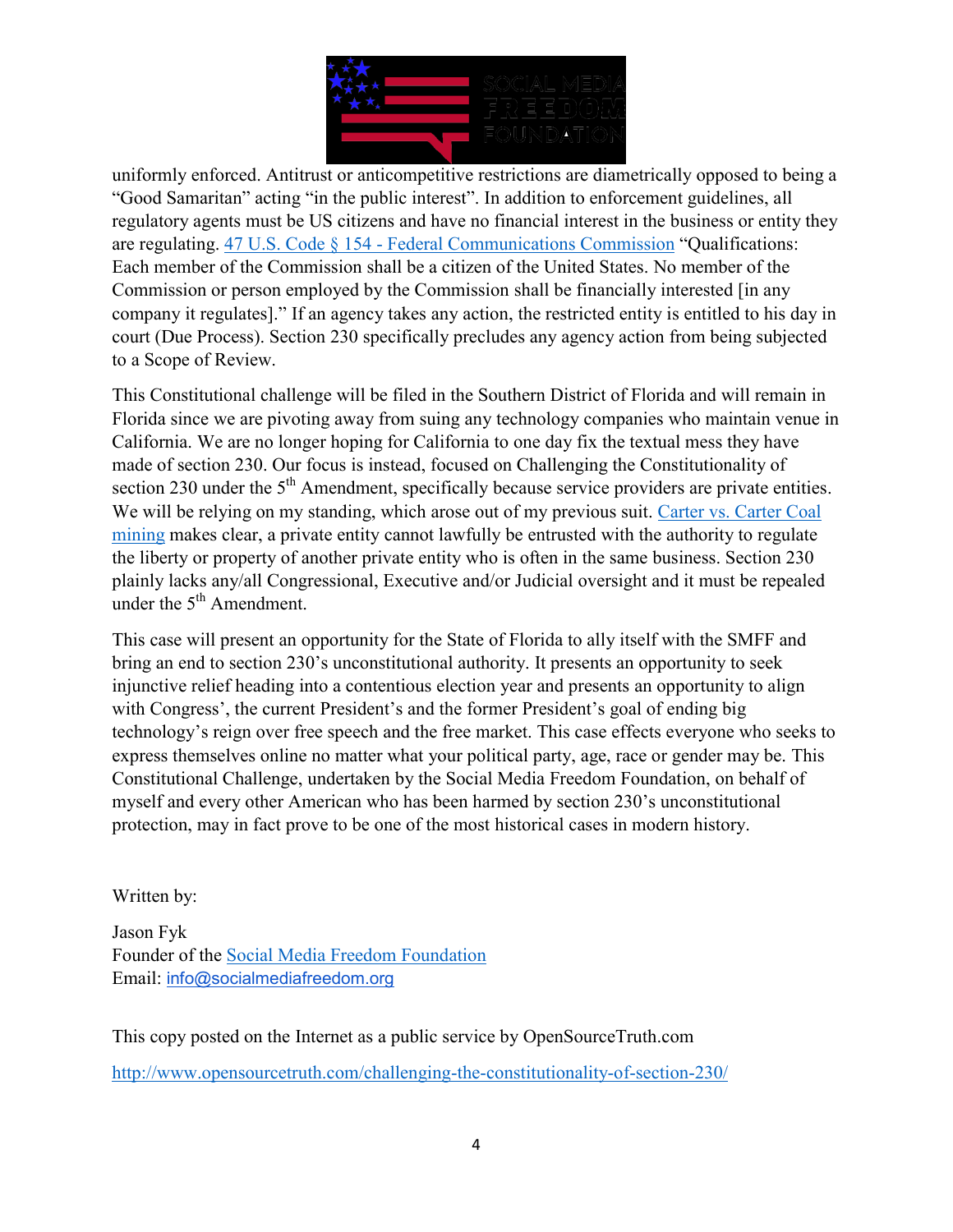uniformly enforced. Antitrust or anticompetitive restrictions are diametrically opposed to being a "Good Samaritan" acting "in the public interest". In addition to enforcement guidelines, all regulatory agents must be US citizens and have no financial interest in the business or entity they are regulating. 47 U.S. Code § 154 - Federal Communications Commission "Qualifications: Each member of the Commission shall be a citizen of the United States. No member of the Commission or person employed by the Commission shall be financially interested [in any company it regulates]." If an agency takes any action, the restricted entity is entitled to his day in court (Due Process). Section 230 specifically precludes any agency action from being subjected to a Scope of Review.

This Constitutional challenge will be filed in the Southern District of Florida and will remain in Florida since we are pivoting away from suing any technology companies who maintain venue in California. We are no longer hoping for California to one day fix the textual mess they have made of section 230. Our focus is instead, focused on Challenging the Constitutionality of section 230 under the 5th Amendment, specifically because service providers are private entities. We will be relying on my standing, which arose out of my previous suit. Carter vs. Carter Coal mining makes clear, a private entity cannot lawfully be entrusted with the authority to regulate the liberty or property of another private entity who is often in the same business. Section 230 plainly lacks any/all Congressional, Executive and/or Judicial oversight and it must be repealed under the 5th Amendment.

This case will present an opportunity for the State of Florida to ally itself with the SMFF and bring an end to section 230's unconstitutional authority. It presents an opportunity to seek injunctive relief heading into a contentious election year and presents an opportunity to align with Congress', the current President's and the former President's goal of ending big technology's reign over free speech and the free market. This case effects everyone who seeks to express themselves online no matter what your political party, age, race or gender may be. This Constitutional Challenge, undertaken by the Social Media Freedom Foundation, on behalf of myself and every other American who has been harmed by section 230's unconstitutional protection, may in fact prove to be one of the most historical cases in modern history.

Written by:

Jason Fyk  
Founder of the Social Media Freedom Foundation  
Email: info@socialmediafreedom.org

This copy posted on the Internet as a public service by OpenSourceTruth.com

http://www.opensourcetruth.com/challenging-the-constitutionality-of-section-230/